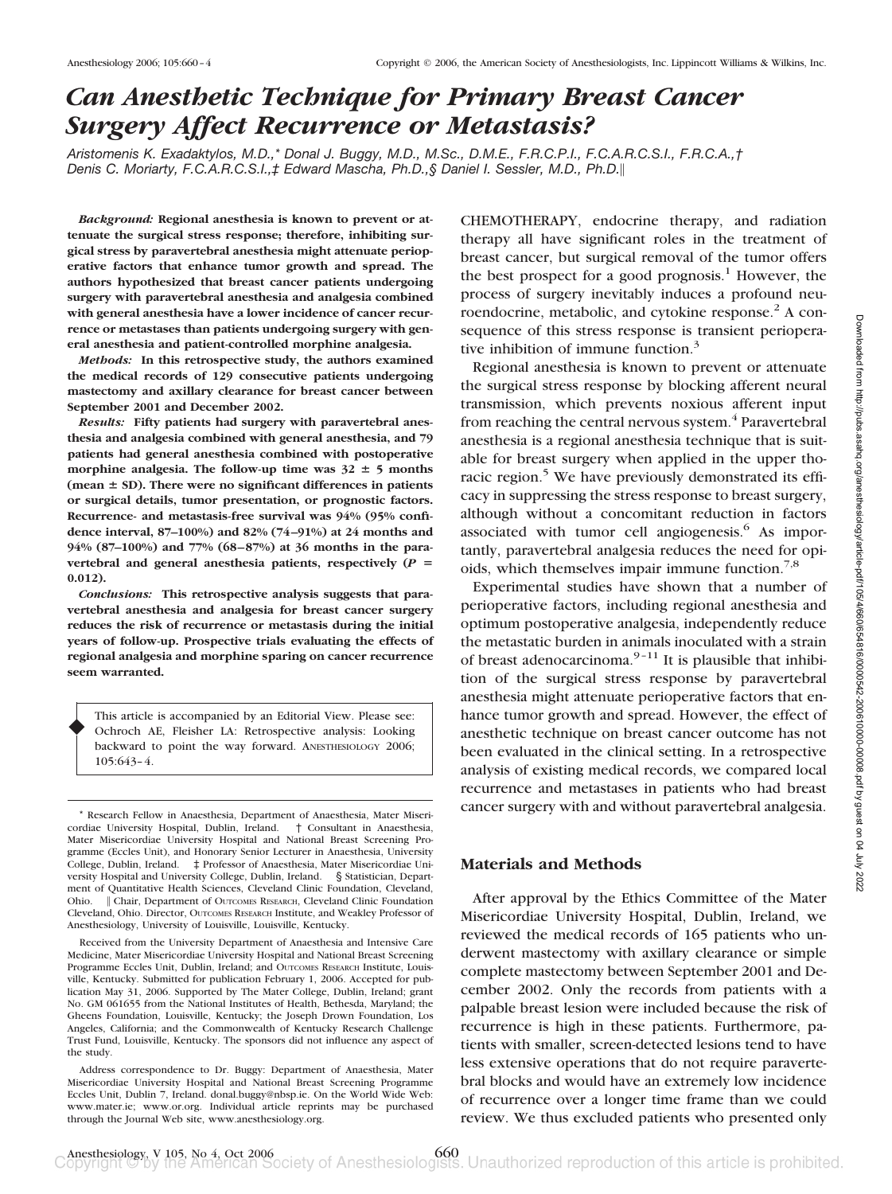# Can Anesthetic Technique for Primary Breast Cancer Surgery Affect Recurrence or Metastasis?

*Aristomenis K. Exadaktylos, M.D.,\* Donal J. Buggy, M.D., M.Sc., D.M.E., F.R.C.P.I., F.C.A.R.C.S.I., F.R.C.A.,† Denis C. Moriarty, F.C.A.R.C.S.I.,‡ Edward Mascha, Ph.D.,§ Daniel I. Sessler, M.D., Ph.D.‖*

***Background:*** **Regional anesthesia is known to prevent or attenuate the surgical stress response; therefore, inhibiting surgical stress by paravertebral anesthesia might attenuate perioperative factors that enhance tumor growth and spread. The authors hypothesized that breast cancer patients undergoing surgery with paravertebral anesthesia and analgesia combined with general anesthesia have a lower incidence of cancer recurrence or metastases than patients undergoing surgery with general anesthesia and patient-controlled morphine analgesia.**

***Methods:*** **In this retrospective study, the authors examined the medical records of 129 consecutive patients undergoing mastectomy and axillary clearance for breast cancer between September 2001 and December 2002.**

***Results:*** **Fifty patients had surgery with paravertebral anesthesia and analgesia combined with general anesthesia, and 79 patients had general anesthesia combined with postoperative morphine analgesia. The follow-up time was 32 ± 5 months (mean ± SD). There were no significant differences in patients or surgical details, tumor presentation, or prognostic factors. Recurrence- and metastasis-free survival was 94% (95% confidence interval, 87–100%) and 82% (74–91%) at 24 months and 94% (87–100%) and 77% (68–87%) at 36 months in the paravertebral and general anesthesia patients, respectively ($P$ = 0.012).**

***Conclusions:*** **This retrospective analysis suggests that paravertebral anesthesia and analgesia for breast cancer surgery reduces the risk of recurrence or metastasis during the initial years of follow-up. Prospective trials evaluating the effects of regional analgesia and morphine sparing on cancer recurrence seem warranted.**

> This article is accompanied by an Editorial View. Please see: Ochroch AE, Fleisher LA: Retrospective analysis: Looking backward to point the way forward. ANESTHESIOLOGY 2006; 105:643–4.

\* Research Fellow in Anaesthesia, Department of Anaesthesia, Mater Misericordiae University Hospital, Dublin, Ireland. † Consultant in Anaesthesia, Mater Misericordiae University Hospital and National Breast Screening Programme (Eccles Unit), and Honorary Senior Lecturer in Anaesthesia, University College, Dublin, Ireland. ‡ Professor of Anaesthesia, Mater Misericordiae University Hospital and University College, Dublin, Ireland. § Statistician, Department of Quantitative Health Sciences, Cleveland Clinic Foundation, Cleveland, Ohio. ‖ Chair, Department of OUTCOMES RESEARCH, Cleveland Clinic Foundation Cleveland, Ohio. Director, OUTCOMES RESEARCH Institute, and Weakley Professor of Anesthesiology, University of Louisville, Louisville, Kentucky.

Received from the University Department of Anaesthesia and Intensive Care Medicine, Mater Misericordiae University Hospital and National Breast Screening Programme Eccles Unit, Dublin, Ireland; and OUTCOMES RESEARCH Institute, Louisville, Kentucky. Submitted for publication February 1, 2006. Accepted for publication May 31, 2006. Supported by The Mater College, Dublin, Ireland; grant No. GM 061655 from the National Institutes of Health, Bethesda, Maryland; the Gheens Foundation, Louisville, Kentucky; the Joseph Drown Foundation, Los Angeles, California; and the Commonwealth of Kentucky Research Challenge Trust Fund, Louisville, Kentucky. The sponsors did not influence any aspect of the study.

Address correspondence to Dr. Buggy: Department of Anaesthesia, Mater Misericordiae University Hospital and National Breast Screening Programme Eccles Unit, Dublin 7, Ireland. donal.buggy@nbsp.ie. On the World Wide Web: www.mater.ie; www.or.org. Individual article reprints may be purchased through the Journal Web site, www.anesthesiology.org.

CHEMOTHERAPY, endocrine therapy, and radiation therapy all have significant roles in the treatment of breast cancer, but surgical removal of the tumor offers the best prospect for a good prognosis.[1] However, the process of surgery inevitably induces a profound neuroendocrine, metabolic, and cytokine response.[2] A consequence of this stress response is transient perioperative inhibition of immune function.[3]

Regional anesthesia is known to prevent or attenuate the surgical stress response by blocking afferent neural transmission, which prevents noxious afferent input from reaching the central nervous system.[4] Paravertebral anesthesia is a regional anesthesia technique that is suitable for breast surgery when applied in the upper thoracic region.[5] We have previously demonstrated its efficacy in suppressing the stress response to breast surgery, although without a concomitant reduction in factors associated with tumor cell angiogenesis.[6] As importantly, paravertebral analgesia reduces the need for opioids, which themselves impair immune function.[7,8]

Experimental studies have shown that a number of perioperative factors, including regional anesthesia and optimum postoperative analgesia, independently reduce the metastatic burden in animals inoculated with a strain of breast adenocarcinoma.[9–11] It is plausible that inhibition of the surgical stress response by paravertebral anesthesia might attenuate perioperative factors that enhance tumor growth and spread. However, the effect of anesthetic technique on breast cancer outcome has not been evaluated in the clinical setting. In a retrospective analysis of existing medical records, we compared local recurrence and metastases in patients who had breast cancer surgery with and without paravertebral analgesia.

## Materials and Methods

After approval by the Ethics Committee of the Mater Misericordiae University Hospital, Dublin, Ireland, we reviewed the medical records of 165 patients who underwent mastectomy with axillary clearance or simple complete mastectomy between September 2001 and December 2002. Only the records from patients with a palpable breast lesion were included because the risk of recurrence is high in these patients. Furthermore, patients with smaller, screen-detected lesions tend to have less extensive operations that do not require paravertebral blocks and would have an extremely low incidence of recurrence over a longer time frame than we could review. We thus excluded patients who presented only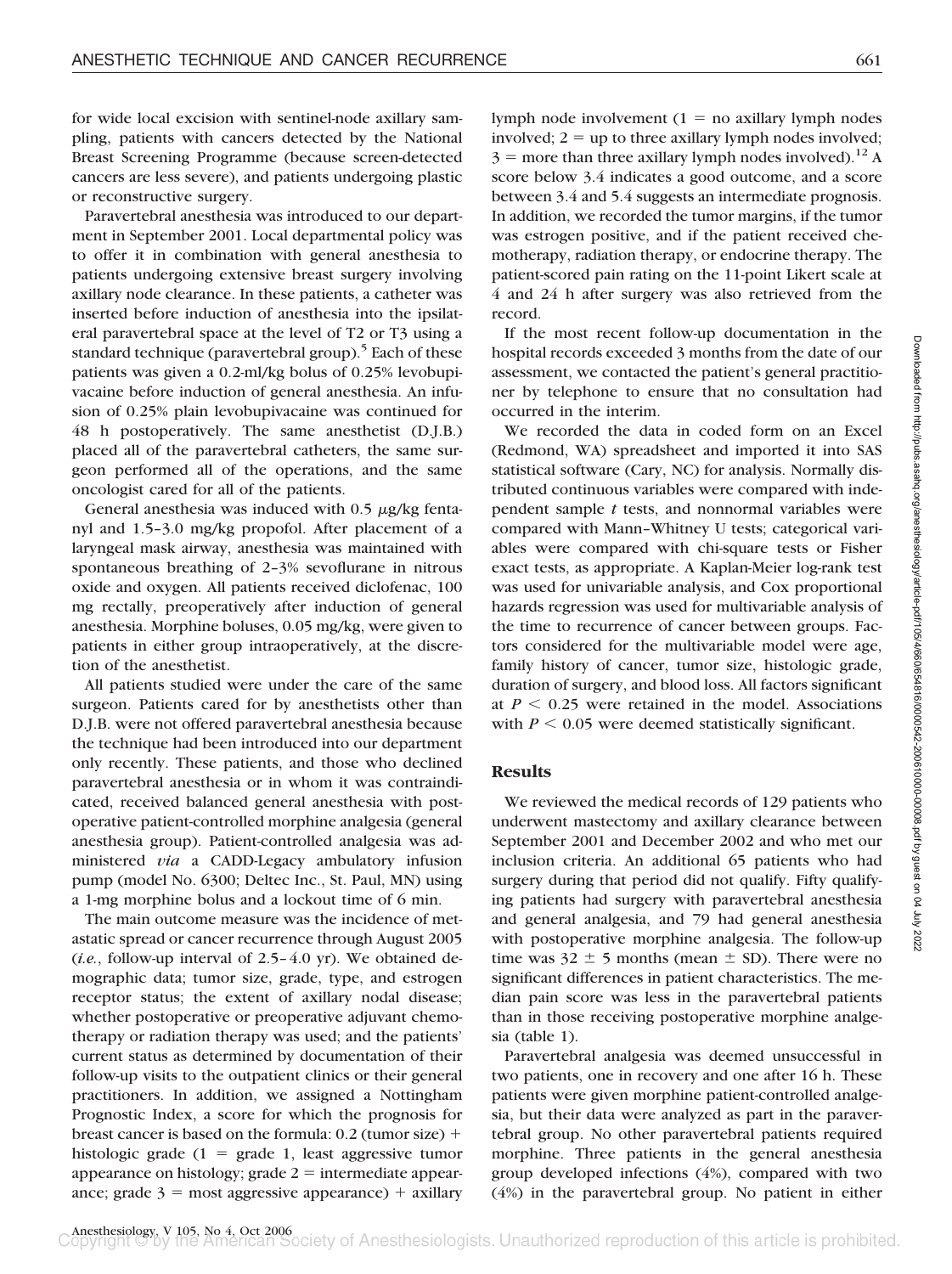for wide local excision with sentinel-node axillary sampling, patients with cancers detected by the National Breast Screening Programme (because screen-detected cancers are less severe), and patients undergoing plastic or reconstructive surgery.

Paravertebral anesthesia was introduced to our department in September 2001. Local departmental policy was to offer it in combination with general anesthesia to patients undergoing extensive breast surgery involving axillary node clearance. In these patients, a catheter was inserted before induction of anesthesia into the ipsilateral paravertebral space at the level of T2 or T3 using a standard technique (paravertebral group).[5] Each of these patients was given a 0.2-ml/kg bolus of 0.25% levobupivacaine before induction of general anesthesia. An infusion of 0.25% plain levobupivacaine was continued for 48 h postoperatively. The same anesthetist (D.J.B.) placed all of the paravertebral catheters, the same surgeon performed all of the operations, and the same oncologist cared for all of the patients.

General anesthesia was induced with 0.5 $\mu$g/kg fentanyl and 1.5–3.0 mg/kg propofol. After placement of a laryngeal mask airway, anesthesia was maintained with spontaneous breathing of 2–3% sevoflurane in nitrous oxide and oxygen. All patients received diclofenac, 100 mg rectally, preoperatively after induction of general anesthesia. Morphine boluses, 0.05 mg/kg, were given to patients in either group intraoperatively, at the discretion of the anesthetist.

All patients studied were under the care of the same surgeon. Patients cared for by anesthetists other than D.J.B. were not offered paravertebral anesthesia because the technique had been introduced into our department only recently. These patients, and those who declined paravertebral anesthesia or in whom it was contraindicated, received balanced general anesthesia with postoperative patient-controlled morphine analgesia (general anesthesia group). Patient-controlled analgesia was administered *via* a CADD-Legacy ambulatory infusion pump (model No. 6300; Deltec Inc., St. Paul, MN) using a 1-mg morphine bolus and a lockout time of 6 min.

The main outcome measure was the incidence of metastatic spread or cancer recurrence through August 2005 (*i.e.*, follow-up interval of 2.5–4.0 yr). We obtained demographic data; tumor size, grade, type, and estrogen receptor status; the extent of axillary nodal disease; whether postoperative or preoperative adjuvant chemotherapy or radiation therapy was used; and the patients' current status as determined by documentation of their follow-up visits to the outpatient clinics or their general practitioners. In addition, we assigned a Nottingham Prognostic Index, a score for which the prognosis for breast cancer is based on the formula: 0.2 (tumor size) + histologic grade (1 = grade 1, least aggressive tumor appearance on histology; grade 2 = intermediate appearance; grade 3 = most aggressive appearance) + axillary lymph node involvement (1 = no axillary lymph nodes involved; 2 = up to three axillary lymph nodes involved; 3 = more than three axillary lymph nodes involved).[12] A score below 3.4 indicates a good outcome, and a score between 3.4 and 5.4 suggests an intermediate prognosis. In addition, we recorded the tumor margins, if the tumor was estrogen positive, and if the patient received chemotherapy, radiation therapy, or endocrine therapy. The patient-scored pain rating on the 11-point Likert scale at 4 and 24 h after surgery was also retrieved from the record.

If the most recent follow-up documentation in the hospital records exceeded 3 months from the date of our assessment, we contacted the patient's general practitioner by telephone to ensure that no consultation had occurred in the interim.

We recorded the data in coded form on an Excel (Redmond, WA) spreadsheet and imported it into SAS statistical software (Cary, NC) for analysis. Normally distributed continuous variables were compared with independent sample *t* tests, and nonnormal variables were compared with Mann–Whitney U tests; categorical variables were compared with chi-square tests or Fisher exact tests, as appropriate. A Kaplan-Meier log-rank test was used for univariable analysis, and Cox proportional hazards regression was used for multivariable analysis of the time to recurrence of cancer between groups. Factors considered for the multivariable model were age, family history of cancer, tumor size, histologic grade, duration of surgery, and blood loss. All factors significant at $P < 0.25$ were retained in the model. Associations with $P < 0.05$ were deemed statistically significant.

## Results

We reviewed the medical records of 129 patients who underwent mastectomy and axillary clearance between September 2001 and December 2002 and who met our inclusion criteria. An additional 65 patients who had surgery during that period did not qualify. Fifty qualifying patients had surgery with paravertebral anesthesia and general analgesia, and 79 had general anesthesia with postoperative morphine analgesia. The follow-up time was 32 ± 5 months (mean ± SD). There were no significant differences in patient characteristics. The median pain score was less in the paravertebral patients than in those receiving postoperative morphine analgesia (table 1).

Paravertebral analgesia was deemed unsuccessful in two patients, one in recovery and one after 16 h. These patients were given morphine patient-controlled analgesia, but their data were analyzed as part in the paravertebral group. No other paravertebral patients required morphine. Three patients in the general anesthesia group developed infections (4%), compared with two (4%) in the paravertebral group. No patient in either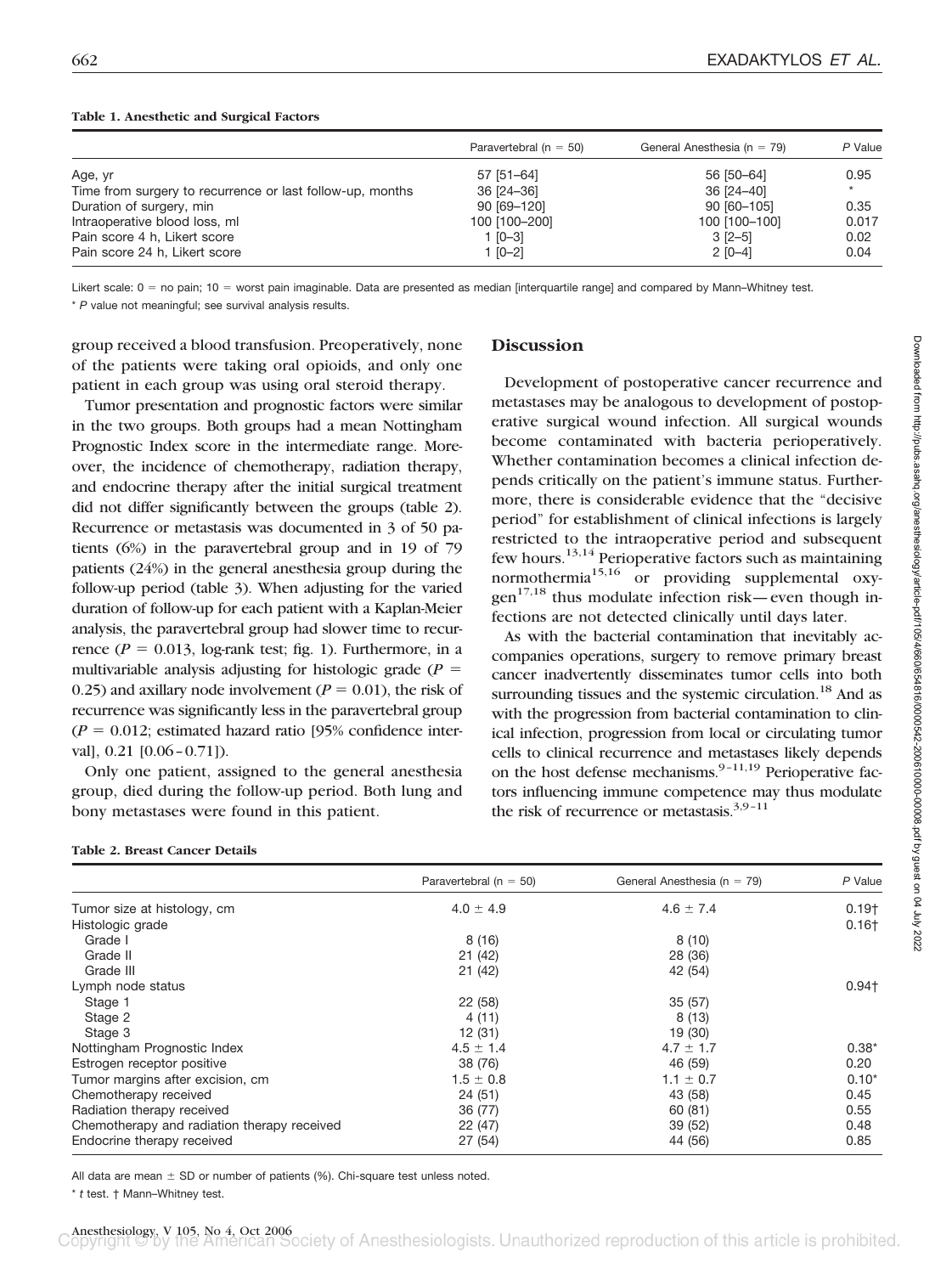**Table 1. Anesthetic and Surgical Factors**

| | Paravertebral (n = 50) | General Anesthesia (n = 79) | P Value |
|---|---|---|---|
| Age, yr | 57 [51–64] | 56 [50–64] | 0.95 |
| Time from surgery to recurrence or last follow-up, months | 36 [24–36] | 36 [24–40] | * |
| Duration of surgery, min | 90 [69–120] | 90 [60–105] | 0.35 |
| Intraoperative blood loss, ml | 100 [100–200] | 100 [100–100] | 0.017 |
| Pain score 4 h, Likert score | 1 [0–3] | 3 [2–5] | 0.02 |
| Pain score 24 h, Likert score | 1 [0–2] | 2 [0–4] | 0.04 |

Likert scale: 0 = no pain; 10 = worst pain imaginable. Data are presented as median [interquartile range] and compared by Mann–Whitney test.

* *P* value not meaningful; see survival analysis results.

group received a blood transfusion. Preoperatively, none of the patients were taking oral opioids, and only one patient in each group was using oral steroid therapy.

Tumor presentation and prognostic factors were similar in the two groups. Both groups had a mean Nottingham Prognostic Index score in the intermediate range. Moreover, the incidence of chemotherapy, radiation therapy, and endocrine therapy after the initial surgical treatment did not differ significantly between the groups (table 2). Recurrence or metastasis was documented in 3 of 50 patients (6%) in the paravertebral group and in 19 of 79 patients (24%) in the general anesthesia group during the follow-up period (table 3). When adjusting for the varied duration of follow-up for each patient with a Kaplan-Meier analysis, the paravertebral group had slower time to recurrence ($P = 0.013$, log-rank test; fig. 1). Furthermore, in a multivariable analysis adjusting for histologic grade ($P = 0.25$) and axillary node involvement ($P = 0.01$), the risk of recurrence was significantly less in the paravertebral group ($P = 0.012$; estimated hazard ratio [95% confidence interval], 0.21 [0.06–0.71]).

Only one patient, assigned to the general anesthesia group, died during the follow-up period. Both lung and bony metastases were found in this patient.

## Discussion

Development of postoperative cancer recurrence and metastases may be analogous to development of postoperative surgical wound infection. All surgical wounds become contaminated with bacteria perioperatively. Whether contamination becomes a clinical infection depends critically on the patient's immune status. Furthermore, there is considerable evidence that the "decisive period" for establishment of clinical infections is largely restricted to the intraoperative period and subsequent few hours.[13,14] Perioperative factors such as maintaining normothermia[15,16] or providing supplemental oxygen[17,18] thus modulate infection risk—even though infections are not detected clinically until days later.

As with the bacterial contamination that inevitably accompanies operations, surgery to remove primary breast cancer inadvertently disseminates tumor cells into both surrounding tissues and the systemic circulation.[18] And as with the progression from bacterial contamination to clinical infection, progression from local or circulating tumor cells to clinical recurrence and metastases likely depends on the host defense mechanisms.[9–11,19] Perioperative factors influencing immune competence may thus modulate the risk of recurrence or metastasis.[3,9–11]

**Table 2. Breast Cancer Details**

| | Paravertebral (n = 50) | General Anesthesia (n = 79) | P Value |
|---|---|---|---|
| Tumor size at histology, cm | 4.0 ± 4.9 | 4.6 ± 7.4 | 0.19† |
| Histologic grade | | | 0.16† |
| Grade I | 8 (16) | 8 (10) | |
| Grade II | 21 (42) | 28 (36) | |
| Grade III | 21 (42) | 42 (54) | |
| Lymph node status | | | 0.94† |
| Stage 1 | 22 (58) | 35 (57) | |
| Stage 2 | 4 (11) | 8 (13) | |
| Stage 3 | 12 (31) | 19 (30) | |
| Nottingham Prognostic Index | 4.5 ± 1.4 | 4.7 ± 1.7 | 0.38* |
| Estrogen receptor positive | 38 (76) | 46 (59) | 0.20 |
| Tumor margins after excision, cm | 1.5 ± 0.8 | 1.1 ± 0.7 | 0.10* |
| Chemotherapy received | 24 (51) | 43 (58) | 0.45 |
| Radiation therapy received | 36 (77) | 60 (81) | 0.55 |
| Chemotherapy and radiation therapy received | 22 (47) | 39 (52) | 0.48 |
| Endocrine therapy received | 27 (54) | 44 (56) | 0.85 |

All data are mean ± SD or number of patients (%). Chi-square test unless noted.

* *t* test. † Mann–Whitney test.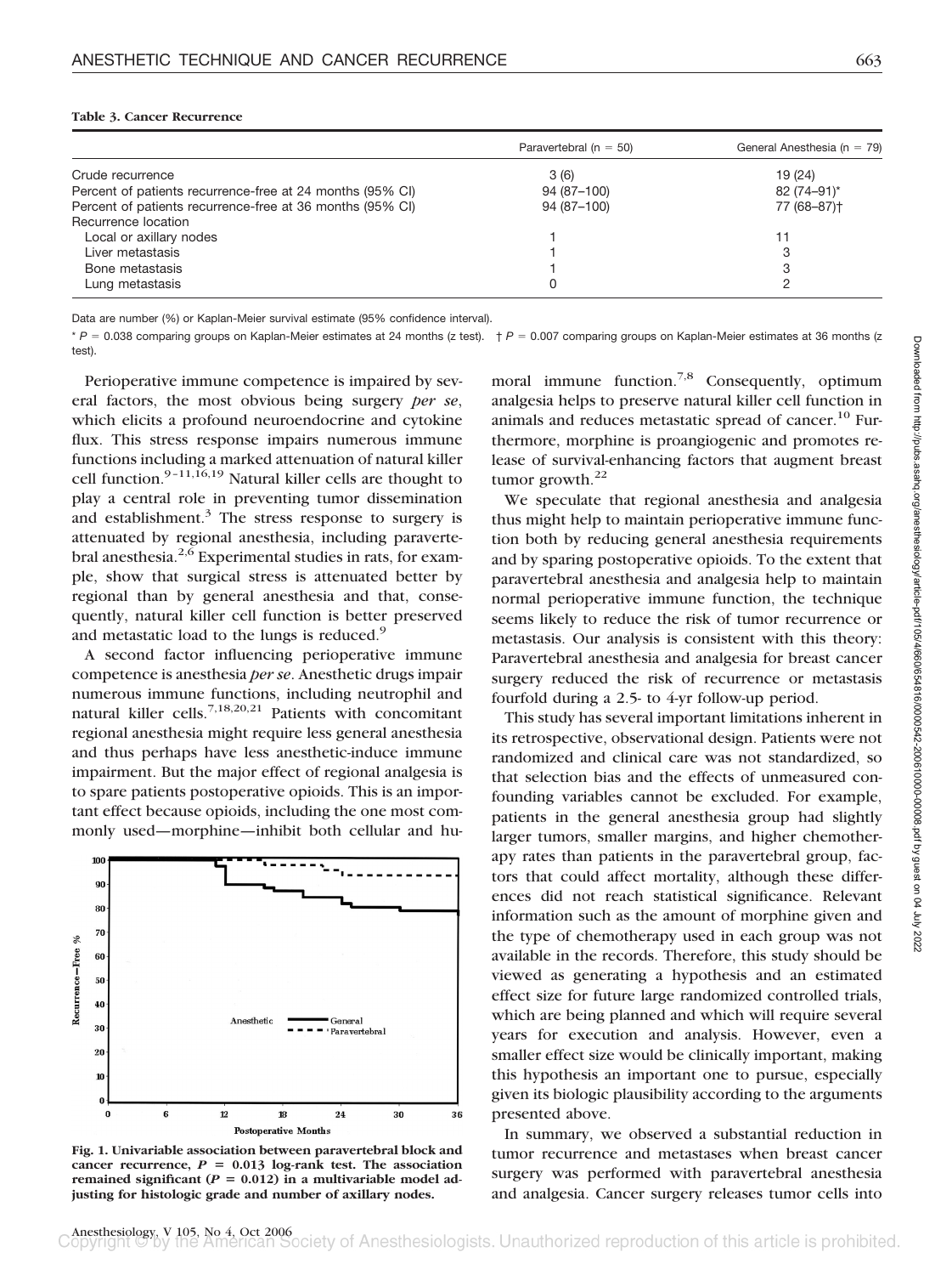**Table 3. Cancer Recurrence**

| | Paravertebral (n = 50) | General Anesthesia (n = 79) |
|---|---|---|
| Crude recurrence | 3 (6) | 19 (24) |
| Percent of patients recurrence-free at 24 months (95% CI) | 94 (87–100) | 82 (74–91)* |
| Percent of patients recurrence-free at 36 months (95% CI) | 94 (87–100) | 77 (68–87)† |
| Recurrence location | | |
| Local or axillary nodes | 1 | 11 |
| Liver metastasis | 1 | 3 |
| Bone metastasis | 1 | 3 |
| Lung metastasis | 0 | 2 |

Data are number (%) or Kaplan-Meier survival estimate (95% confidence interval).

* $P = 0.038$ comparing groups on Kaplan-Meier estimates at 24 months (z test). † $P = 0.007$ comparing groups on Kaplan-Meier estimates at 36 months (z test).

Perioperative immune competence is impaired by several factors, the most obvious being surgery *per se*, which elicits a profound neuroendocrine and cytokine flux. This stress response impairs numerous immune functions including a marked attenuation of natural killer cell function.[9–11,16,19] Natural killer cells are thought to play a central role in preventing tumor dissemination and establishment.[3] The stress response to surgery is attenuated by regional anesthesia, including paravertebral anesthesia.[2,6] Experimental studies in rats, for example, show that surgical stress is attenuated better by regional than by general anesthesia and that, consequently, natural killer cell function is better preserved and metastatic load to the lungs is reduced.[9]

A second factor influencing perioperative immune competence is anesthesia *per se*. Anesthetic drugs impair numerous immune functions, including neutrophil and natural killer cells.[7,18,20,21] Patients with concomitant regional anesthesia might require less general anesthesia and thus perhaps have less anesthetic-induce immune impairment. But the major effect of regional analgesia is to spare patients postoperative opioids. This is an important effect because opioids, including the one most commonly used—morphine—inhibit both cellular and humoral immune function.[7,8] Consequently, optimum analgesia helps to preserve natural killer cell function in animals and reduces metastatic spread of cancer.[10] Furthermore, morphine is proangiogenic and promotes release of survival-enhancing factors that augment breast tumor growth.[22]

**Fig. 1. Univariable association between paravertebral block and cancer recurrence, $P = 0.013$ log-rank test. The association remained significant ($P = 0.012$) in a multivariable model adjusting for histologic grade and number of axillary nodes.**

We speculate that regional anesthesia and analgesia thus might help to maintain perioperative immune function both by reducing general anesthesia requirements and by sparing postoperative opioids. To the extent that paravertebral anesthesia and analgesia help to maintain normal perioperative immune function, the technique seems likely to reduce the risk of tumor recurrence or metastasis. Our analysis is consistent with this theory: Paravertebral anesthesia and analgesia for breast cancer surgery reduced the risk of recurrence or metastasis fourfold during a 2.5- to 4-yr follow-up period.

This study has several important limitations inherent in its retrospective, observational design. Patients were not randomized and clinical care was not standardized, so that selection bias and the effects of unmeasured confounding variables cannot be excluded. For example, patients in the general anesthesia group had slightly larger tumors, smaller margins, and higher chemotherapy rates than patients in the paravertebral group, factors that could affect mortality, although these differences did not reach statistical significance. Relevant information such as the amount of morphine given and the type of chemotherapy used in each group was not available in the records. Therefore, this study should be viewed as generating a hypothesis and an estimated effect size for future large randomized controlled trials, which are being planned and which will require several years for execution and analysis. However, even a smaller effect size would be clinically important, making this hypothesis an important one to pursue, especially given its biologic plausibility according to the arguments presented above.

In summary, we observed a substantial reduction in tumor recurrence and metastases when breast cancer surgery was performed with paravertebral anesthesia and analgesia. Cancer surgery releases tumor cells into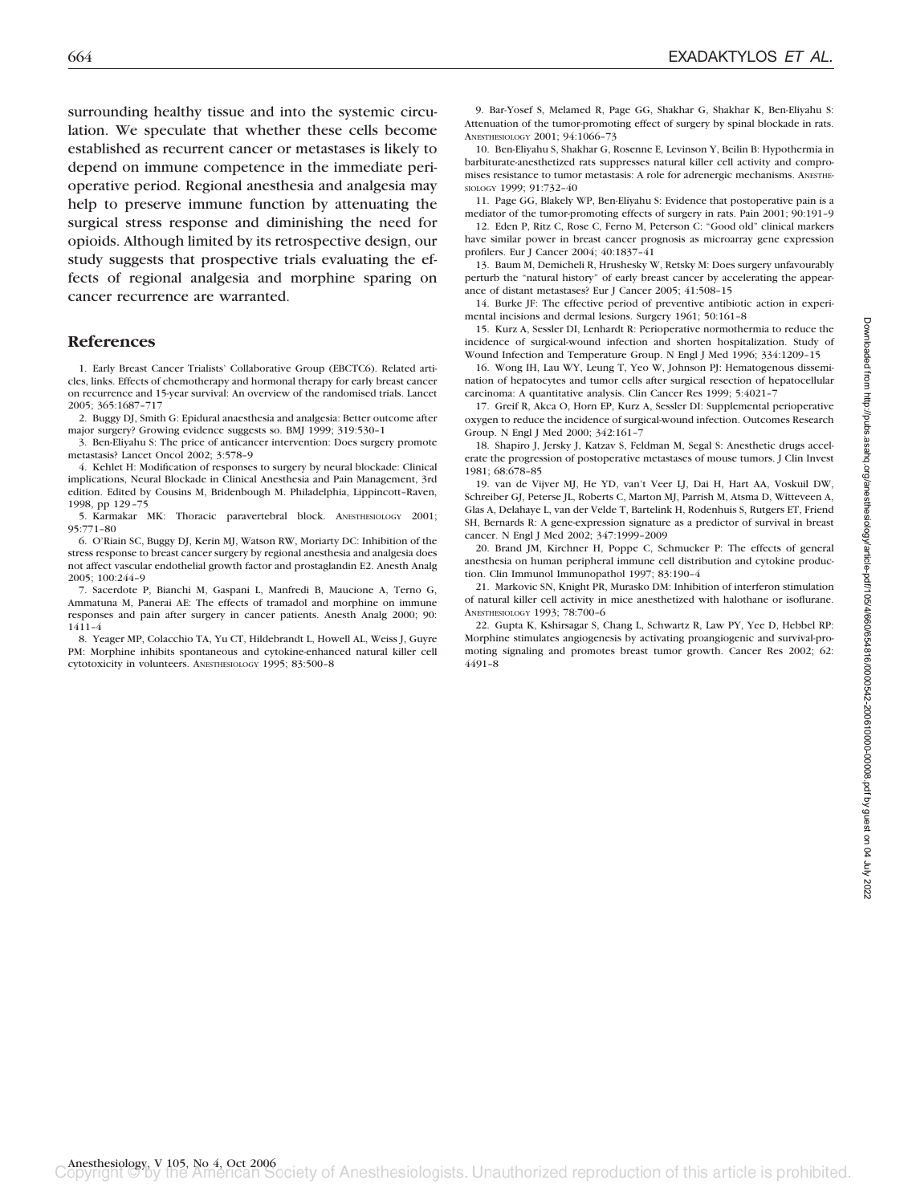surrounding healthy tissue and into the systemic circulation. We speculate that whether these cells become established as recurrent cancer or metastases is likely to depend on immune competence in the immediate perioperative period. Regional anesthesia and analgesia may help to preserve immune function by attenuating the surgical stress response and diminishing the need for opioids. Although limited by its retrospective design, our study suggests that prospective trials evaluating the effects of regional analgesia and morphine sparing on cancer recurrence are warranted.

## References

1. Early Breast Cancer Trialists' Collaborative Group (EBCTC6). Related articles, links. Effects of chemotherapy and hormonal therapy for early breast cancer on recurrence and 15-year survival: An overview of the randomised trials. Lancet 2005; 365:1687–717

2. Buggy DJ, Smith G: Epidural anaesthesia and analgesia: Better outcome after major surgery? Growing evidence suggests so. BMJ 1999; 319:530–1

3. Ben-Eliyahu S: The price of anticancer intervention: Does surgery promote metastasis? Lancet Oncol 2002; 3:578–9

4. Kehlet H: Modification of responses to surgery by neural blockade: Clinical implications, Neural Blockade in Clinical Anesthesia and Pain Management, 3rd edition. Edited by Cousins M, Bridenbough M. Philadelphia, Lippincott–Raven, 1998, pp 129–75

5. Karmakar MK: Thoracic paravertebral block. ANESTHESIOLOGY 2001; 95:771–80

6. O'Riain SC, Buggy DJ, Kerin MJ, Watson RW, Moriarty DC: Inhibition of the stress response to breast cancer surgery by regional anesthesia and analgesia does not affect vascular endothelial growth factor and prostaglandin E2. Anesth Analg 2005; 100:244–9

7. Sacerdote P, Bianchi M, Gaspani L, Manfredi B, Maucione A, Terno G, Ammatuna M, Panerai AE: The effects of tramadol and morphine on immune responses and pain after surgery in cancer patients. Anesth Analg 2000; 90: 1411–4

8. Yeager MP, Colacchio TA, Yu CT, Hildebrandt L, Howell AL, Weiss J, Guyre PM: Morphine inhibits spontaneous and cytokine-enhanced natural killer cell cytotoxicity in volunteers. ANESTHESIOLOGY 1995; 83:500–8

9. Bar-Yosef S, Melamed R, Page GG, Shakhar G, Shakhar K, Ben-Eliyahu S: Attenuation of the tumor-promoting effect of surgery by spinal blockade in rats. ANESTHESIOLOGY 2001; 94:1066–73

10. Ben-Eliyahu S, Shakhar G, Rosenne E, Levinson Y, Beilin B: Hypothermia in barbiturate-anesthetized rats suppresses natural killer cell activity and compromises resistance to tumor metastasis: A role for adrenergic mechanisms. ANESTHESIOLOGY 1999; 91:732–40

11. Page GG, Blakely WP, Ben-Eliyahu S: Evidence that postoperative pain is a mediator of the tumor-promoting effects of surgery in rats. Pain 2001; 90:191–9

12. Eden P, Ritz C, Rose C, Ferno M, Peterson C: "Good old" clinical markers have similar power in breast cancer prognosis as microarray gene expression profilers. Eur J Cancer 2004; 40:1837–41

13. Baum M, Demicheli R, Hrushesky W, Retsky M: Does surgery unfavourably perturb the "natural history" of early breast cancer by accelerating the appearance of distant metastases? Eur J Cancer 2005; 41:508–15

14. Burke JF: The effective period of preventive antibiotic action in experimental incisions and dermal lesions. Surgery 1961; 50:161–8

15. Kurz A, Sessler DI, Lenhardt R: Perioperative normothermia to reduce the incidence of surgical-wound infection and shorten hospitalization. Study of Wound Infection and Temperature Group. N Engl J Med 1996; 334:1209–15

16. Wong IH, Lau WY, Leung T, Yeo W, Johnson PJ: Hematogenous dissemination of hepatocytes and tumor cells after surgical resection of hepatocellular carcinoma: A quantitative analysis. Clin Cancer Res 1999; 5:4021–7

17. Greif R, Akca O, Horn EP, Kurz A, Sessler DI: Supplemental perioperative oxygen to reduce the incidence of surgical-wound infection. Outcomes Research Group. N Engl J Med 2000; 342:161–7

18. Shapiro J, Jersky J, Katzav S, Feldman M, Segal S: Anesthetic drugs accelerate the progression of postoperative metastases of mouse tumors. J Clin Invest 1981; 68:678–85

19. van de Vijver MJ, He YD, van't Veer LJ, Dai H, Hart AA, Voskuil DW, Schreiber GJ, Peterse JL, Roberts C, Marton MJ, Parrish M, Atsma D, Witteveen A, Glas A, Delahaye L, van der Velde T, Bartelink H, Rodenhuis S, Rutgers ET, Friend SH, Bernards R: A gene-expression signature as a predictor of survival in breast cancer. N Engl J Med 2002; 347:1999–2009

20. Brand JM, Kirchner H, Poppe C, Schmucker P: The effects of general anesthesia on human peripheral immune cell distribution and cytokine production. Clin Immunol Immunopathol 1997; 83:190–4

21. Markovic SN, Knight PR, Murasko DM: Inhibition of interferon stimulation of natural killer cell activity in mice anesthetized with halothane or isoflurane. ANESTHESIOLOGY 1993; 78:700–6

22. Gupta K, Kshirsagar S, Chang L, Schwartz R, Law PY, Yee D, Hebbel RP: Morphine stimulates angiogenesis by activating proangiogenic and survival-promoting signaling and promotes breast tumor growth. Cancer Res 2002; 62: 4491–8